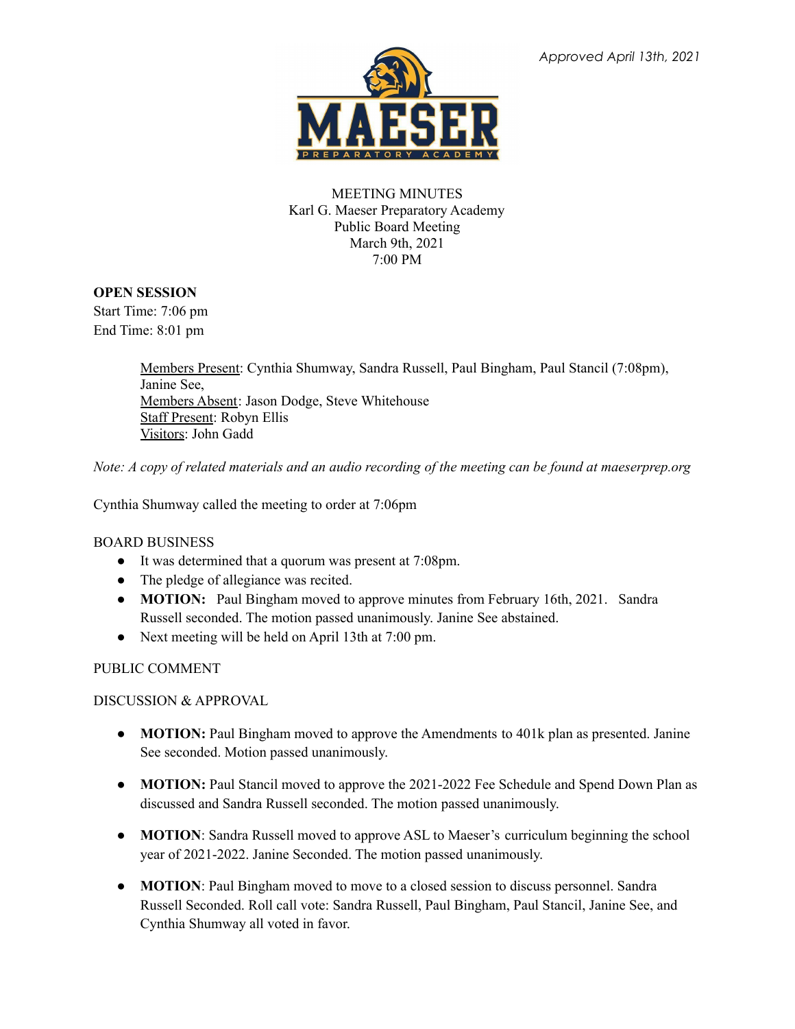*Approved April 13th, 2021*

MEETING MINUTES
Karl G. Maeser Preparatory Academy
Public Board Meeting
March 9th, 2021
7:00 PM

**OPEN SESSION**
Start Time: 7:06 pm
End Time: 8:01 pm

<u>Members Present</u>: Cynthia Shumway, Sandra Russell, Paul Bingham, Paul Stancil (7:08pm), Janine See,
<u>Members Absent</u>: Jason Dodge, Steve Whitehouse
<u>Staff Present</u>: Robyn Ellis
<u>Visitors</u>: John Gadd

*Note: A copy of related materials and an audio recording of the meeting can be found at maeserprep.org*

Cynthia Shumway called the meeting to order at 7:06pm

BOARD BUSINESS

- It was determined that a quorum was present at 7:08pm.
- The pledge of allegiance was recited.
- **MOTION:** Paul Bingham moved to approve minutes from February 16th, 2021. Sandra Russell seconded. The motion passed unanimously. Janine See abstained.
- Next meeting will be held on April 13th at 7:00 pm.

PUBLIC COMMENT

DISCUSSION & APPROVAL

- **MOTION:** Paul Bingham moved to approve the Amendments to 401k plan as presented. Janine See seconded. Motion passed unanimously.
- **MOTION:** Paul Stancil moved to approve the 2021-2022 Fee Schedule and Spend Down Plan as discussed and Sandra Russell seconded. The motion passed unanimously.
- **MOTION**: Sandra Russell moved to approve ASL to Maeser's curriculum beginning the school year of 2021-2022. Janine Seconded. The motion passed unanimously.
- **MOTION**: Paul Bingham moved to move to a closed session to discuss personnel. Sandra Russell Seconded. Roll call vote: Sandra Russell, Paul Bingham, Paul Stancil, Janine See, and Cynthia Shumway all voted in favor.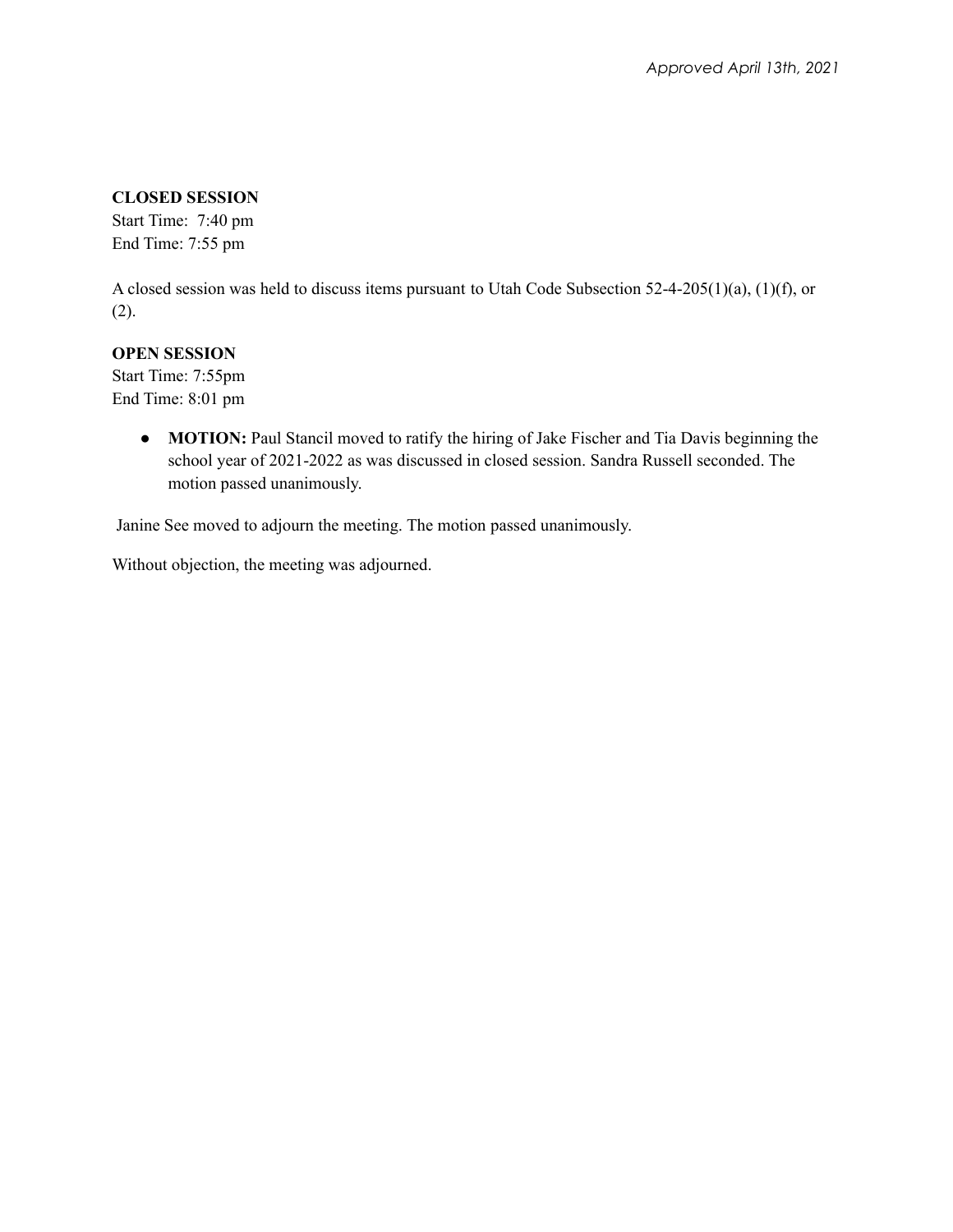*Approved April 13th, 2021*

**CLOSED SESSION**
Start Time: 7:40 pm
End Time: 7:55 pm

A closed session was held to discuss items pursuant to Utah Code Subsection 52-4-205(1)(a), (1)(f), or (2).

**OPEN SESSION**
Start Time: 7:55pm
End Time: 8:01 pm

- **MOTION:** Paul Stancil moved to ratify the hiring of Jake Fischer and Tia Davis beginning the school year of 2021-2022 as was discussed in closed session. Sandra Russell seconded. The motion passed unanimously.

Janine See moved to adjourn the meeting. The motion passed unanimously.

Without objection, the meeting was adjourned.